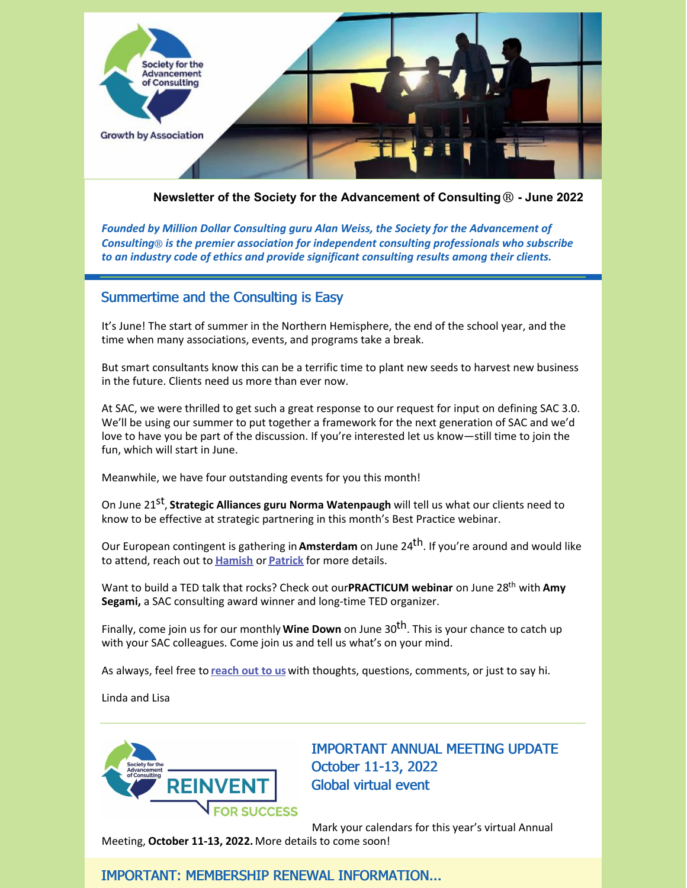**Newsletter of the Society for the Advancement of Consulting® - June 2022**

***Founded by Million Dollar Consulting guru Alan Weiss, the Society for the Advancement of Consulting® is the premier association for independent consulting professionals who subscribe to an industry code of ethics and provide significant consulting results among their clients.***

## Summertime and the Consulting is Easy

It's June! The start of summer in the Northern Hemisphere, the end of the school year, and the time when many associations, events, and programs take a break.

But smart consultants know this can be a terrific time to plant new seeds to harvest new business in the future. Clients need us more than ever now.

At SAC, we were thrilled to get such a great response to our request for input on defining SAC 3.0. We'll be using our summer to put together a framework for the next generation of SAC and we'd love to have you be part of the discussion. If you're interested let us know—still time to join the fun, which will start in June.

Meanwhile, we have four outstanding events for you this month!

On June 21st, **Strategic Alliances guru Norma Watenpaugh** will tell us what our clients need to know to be effective at strategic partnering in this month's Best Practice webinar.

Our European contingent is gathering in **Amsterdam** on June 24th. If you're around and would like to attend, reach out to **Hamish** or **Patrick** for more details.

Want to build a TED talk that rocks? Check out our **PRACTICUM webinar** on June 28th with **Amy Segami,** a SAC consulting award winner and long-time TED organizer.

Finally, come join us for our monthly **Wine Down** on June 30th. This is your chance to catch up with your SAC colleagues. Come join us and tell us what's on your mind.

As always, feel free to **reach out to us** with thoughts, questions, comments, or just to say hi.

Linda and Lisa

---

## IMPORTANT ANNUAL MEETING UPDATE
## October 11-13, 2022
## Global virtual event

Mark your calendars for this year's virtual Annual Meeting, **October 11-13, 2022.** More details to come soon!

## IMPORTANT: MEMBERSHIP RENEWAL INFORMATION...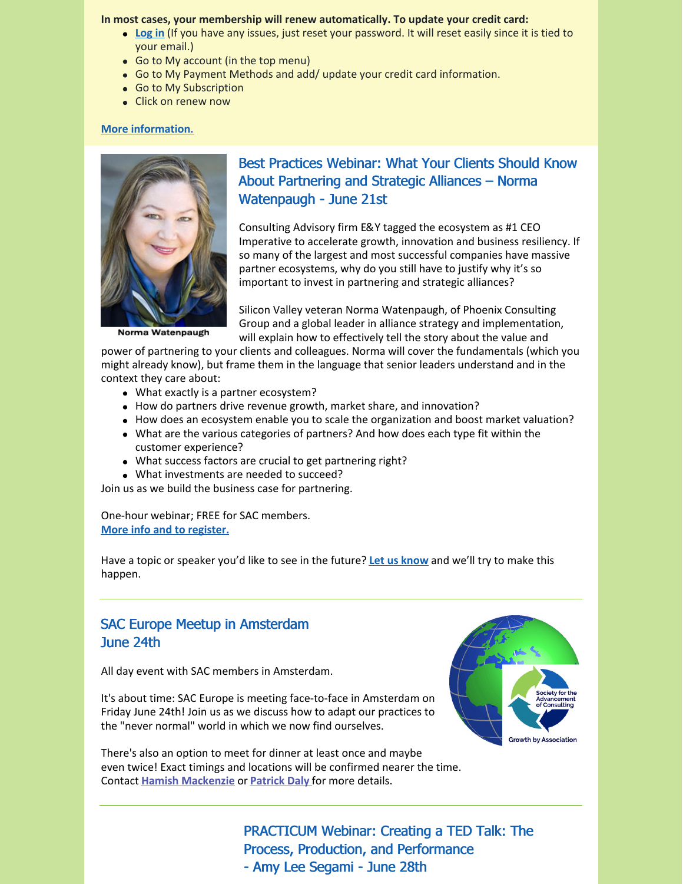**In most cases, your membership will renew automatically. To update your credit card:**

- **Log in** (If you have any issues, just reset your password. It will reset easily since it is tied to your email.)
- Go to My account (in the top menu)
- Go to My Payment Methods and add/ update your credit card information.
- Go to My Subscription
- Click on renew now

**More information.**

Norma Watenpaugh

## Best Practices Webinar: What Your Clients Should Know About Partnering and Strategic Alliances – Norma Watenpaugh - June 21st

Consulting Advisory firm E&Y tagged the ecosystem as #1 CEO Imperative to accelerate growth, innovation and business resiliency. If so many of the largest and most successful companies have massive partner ecosystems, why do you still have to justify why it's so important to invest in partnering and strategic alliances?

Silicon Valley veteran Norma Watenpaugh, of Phoenix Consulting Group and a global leader in alliance strategy and implementation, will explain how to effectively tell the story about the value and power of partnering to your clients and colleagues. Norma will cover the fundamentals (which you might already know), but frame them in the language that senior leaders understand and in the context they care about:

- What exactly is a partner ecosystem?
- How do partners drive revenue growth, market share, and innovation?
- How does an ecosystem enable you to scale the organization and boost market valuation?
- What are the various categories of partners? And how does each type fit within the customer experience?
- What success factors are crucial to get partnering right?
- What investments are needed to succeed?

Join us as we build the business case for partnering.

One-hour webinar; FREE for SAC members.
**More info and to register.**

Have a topic or speaker you'd like to see in the future? **Let us know** and we'll try to make this happen.

---

## SAC Europe Meetup in Amsterdam June 24th

All day event with SAC members in Amsterdam.

It's about time: SAC Europe is meeting face-to-face in Amsterdam on Friday June 24th! Join us as we discuss how to adapt our practices to the "never normal" world in which we now find ourselves.

There's also an option to meet for dinner at least once and maybe even twice! Exact timings and locations will be confirmed nearer the time. Contact **Hamish Mackenzie** or **Patrick Daly** for more details.

---

## PRACTICUM Webinar: Creating a TED Talk: The Process, Production, and Performance - Amy Lee Segami - June 28th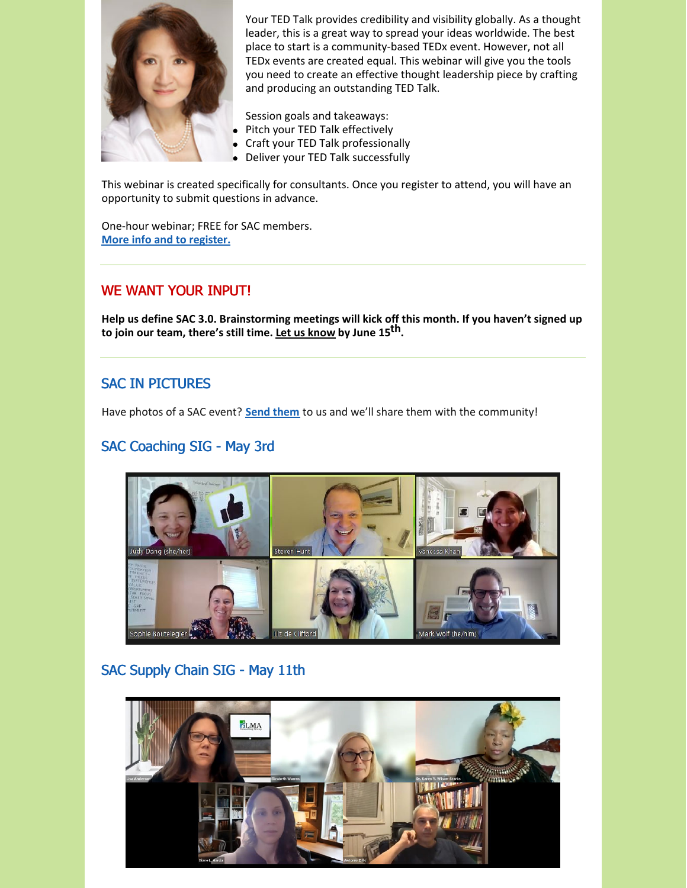Your TED Talk provides credibility and visibility globally. As a thought leader, this is a great way to spread your ideas worldwide. The best place to start is a community-based TEDx event. However, not all TEDx events are created equal. This webinar will give you the tools you need to create an effective thought leadership piece by crafting and producing an outstanding TED Talk.

Session goals and takeaways:

- Pitch your TED Talk effectively
- Craft your TED Talk professionally
- Deliver your TED Talk successfully

This webinar is created specifically for consultants. Once you register to attend, you will have an opportunity to submit questions in advance.

One-hour webinar; FREE for SAC members.
**More info and to register.**

---

## WE WANT YOUR INPUT!

**Help us define SAC 3.0. Brainstorming meetings will kick off this month. If you haven't signed up to join our team, there's still time. Let us know by June 15th.**

---

## SAC IN PICTURES

Have photos of a SAC event? **Send them** to us and we'll share them with the community!

### SAC Coaching SIG - May 3rd

### SAC Supply Chain SIG - May 11th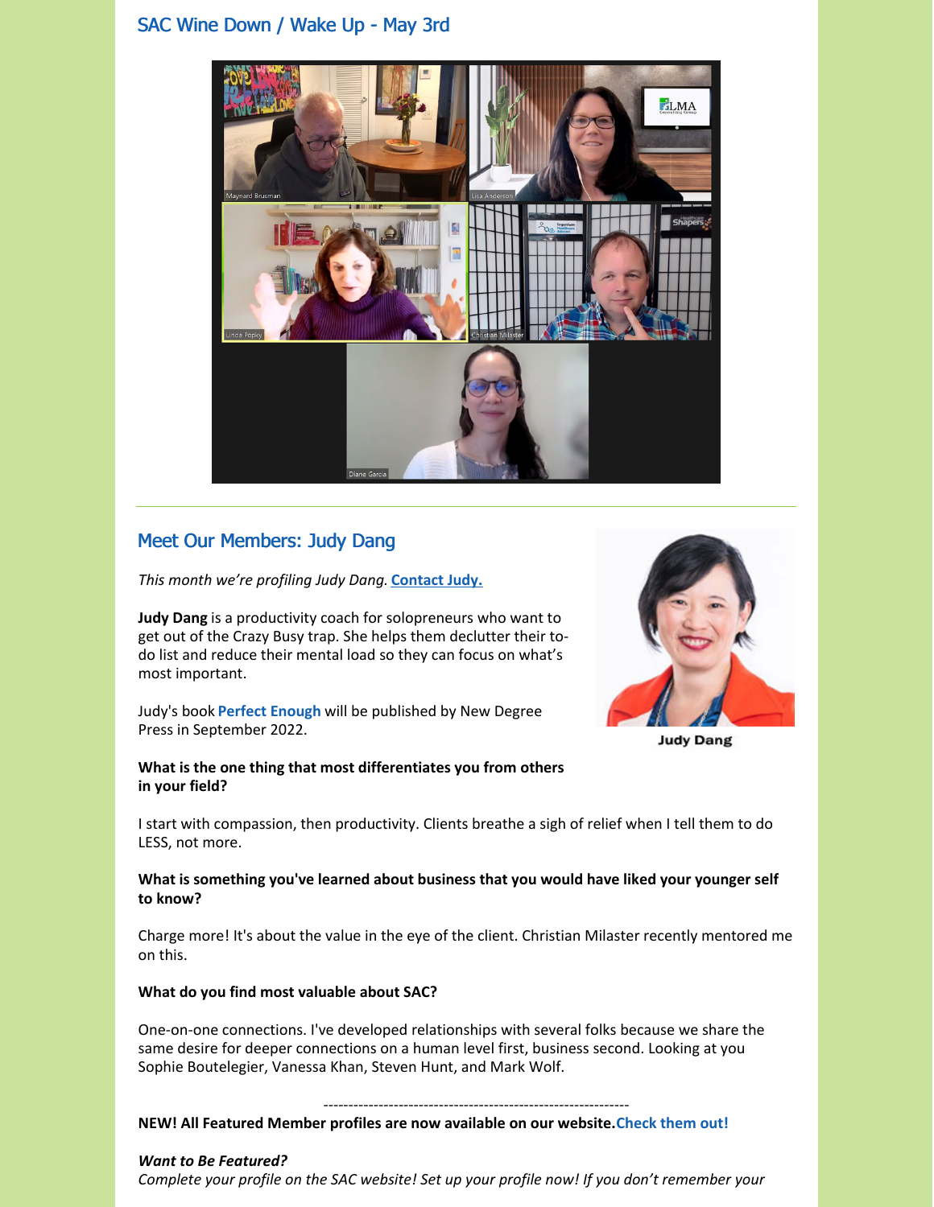## SAC Wine Down / Wake Up - May 3rd

## Meet Our Members: Judy Dang

*This month we're profiling Judy Dang.* **Contact Judy.**

**Judy Dang** is a productivity coach for solopreneurs who want to get out of the Crazy Busy trap. She helps them declutter their to-do list and reduce their mental load so they can focus on what's most important.

Judy's book **Perfect Enough** will be published by New Degree Press in September 2022.

Judy Dang

**What is the one thing that most differentiates you from others in your field?**

I start with compassion, then productivity. Clients breathe a sigh of relief when I tell them to do LESS, not more.

**What is something you've learned about business that you would have liked your younger self to know?**

Charge more! It's about the value in the eye of the client. Christian Milaster recently mentored me on this.

**What do you find most valuable about SAC?**

One-on-one connections. I've developed relationships with several folks because we share the same desire for deeper connections on a human level first, business second. Looking at you Sophie Boutelegier, Vanessa Khan, Steven Hunt, and Mark Wolf.

---

**NEW! All Featured Member profiles are now available on our website.Check them out!**

***Want to Be Featured?***

*Complete your profile on the SAC website! Set up your profile now! If you don't remember your*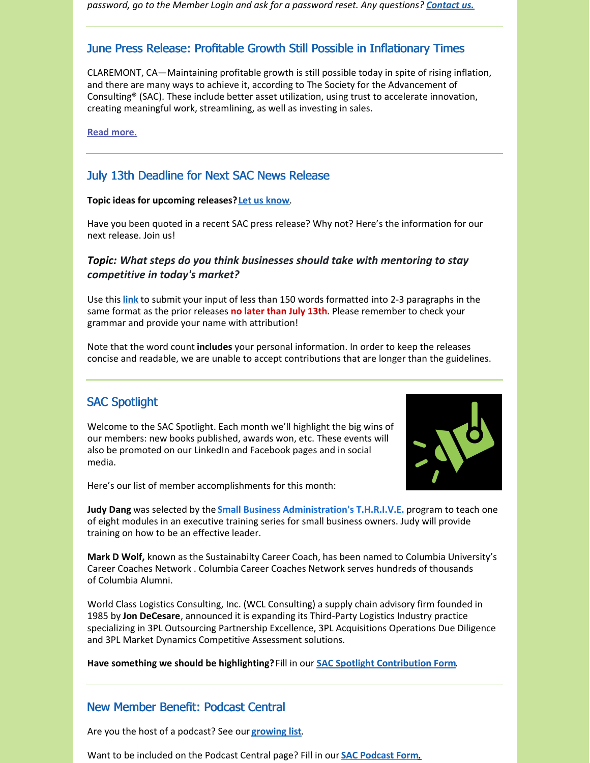*password, go to the Member Login and ask for a password reset. Any questions?* ***Contact us.***

## June Press Release: Profitable Growth Still Possible in Inflationary Times

CLAREMONT, CA—Maintaining profitable growth is still possible today in spite of rising inflation, and there are many ways to achieve it, according to The Society for the Advancement of Consulting® (SAC). These include better asset utilization, using trust to accelerate innovation, creating meaningful work, streamlining, as well as investing in sales.

**Read more.**

## July 13th Deadline for Next SAC News Release

**Topic ideas for upcoming releases?** **Let us know**.

Have you been quoted in a recent SAC press release? Why not? Here's the information for our next release. Join us!

### *Topic: What steps do you think businesses should take with mentoring to stay competitive in today's market?*

Use this **link** to submit your input of less than 150 words formatted into 2-3 paragraphs in the same format as the prior releases **no later than July 13th**. Please remember to check your grammar and provide your name with attribution!

Note that the word count **includes** your personal information. In order to keep the releases concise and readable, we are unable to accept contributions that are longer than the guidelines.

## SAC Spotlight

Welcome to the SAC Spotlight. Each month we'll highlight the big wins of our members: new books published, awards won, etc. These events will also be promoted on our LinkedIn and Facebook pages and in social media.

Here's our list of member accomplishments for this month:

**Judy Dang** was selected by the **Small Business Administration's T.H.R.I.V.E.** program to teach one of eight modules in an executive training series for small business owners. Judy will provide training on how to be an effective leader.

**Mark D Wolf,** known as the Sustainabilty Career Coach, has been named to Columbia University's Career Coaches Network . Columbia Career Coaches Network serves hundreds of thousands of Columbia Alumni.

World Class Logistics Consulting, Inc. (WCL Consulting) a supply chain advisory firm founded in 1985 by **Jon DeCesare**, announced it is expanding its Third-Party Logistics Industry practice specializing in 3PL Outsourcing Partnership Excellence, 3PL Acquisitions Operations Due Diligence and 3PL Market Dynamics Competitive Assessment solutions.

**Have something we should be highlighting?** Fill in our **SAC Spotlight Contribution Form**.

## New Member Benefit: Podcast Central

Are you the host of a podcast? See our **growing list**.

Want to be included on the Podcast Central page? Fill in our **SAC Podcast Form.**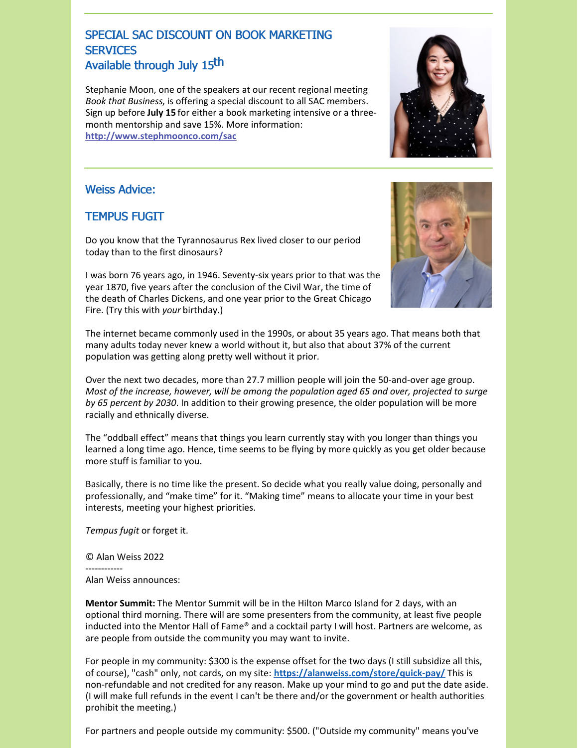## SPECIAL SAC DISCOUNT ON BOOK MARKETING SERVICES
## Available through July 15th

Stephanie Moon, one of the speakers at our recent regional meeting *Book that Business*, is offering a special discount to all SAC members. Sign up before **July 15** for either a book marketing intensive or a three-month mentorship and save 15%. More information: **http://www.stephmoonco.com/sac**

---

## Weiss Advice:

## TEMPUS FUGIT

Do you know that the Tyrannosaurus Rex lived closer to our period today than to the first dinosaurs?

I was born 76 years ago, in 1946. Seventy-six years prior to that was the year 1870, five years after the conclusion of the Civil War, the time of the death of Charles Dickens, and one year prior to the Great Chicago Fire. (Try this with *your* birthday.)

The internet became commonly used in the 1990s, or about 35 years ago. That means both that many adults today never knew a world without it, but also that about 37% of the current population was getting along pretty well without it prior.

Over the next two decades, more than 27.7 million people will join the 50-and-over age group. *Most of the increase, however, will be among the population aged 65 and over, projected to surge by 65 percent by 2030*. In addition to their growing presence, the older population will be more racially and ethnically diverse.

The "oddball effect" means that things you learn currently stay with you longer than things you learned a long time ago. Hence, time seems to be flying by more quickly as you get older because more stuff is familiar to you.

Basically, there is no time like the present. So decide what you really value doing, personally and professionally, and "make time" for it. "Making time" means to allocate your time in your best interests, meeting your highest priorities.

*Tempus fugit* or forget it.

© Alan Weiss 2022

------------

Alan Weiss announces:

**Mentor Summit:** The Mentor Summit will be in the Hilton Marco Island for 2 days, with an optional third morning. There will are some presenters from the community, at least five people inducted into the Mentor Hall of Fame® and a cocktail party I will host. Partners are welcome, as are people from outside the community you may want to invite.

For people in my community: $300 is the expense offset for the two days (I still subsidize all this, of course), "cash" only, not cards, on my site: **https://alanweiss.com/store/quick-pay/** This is non-refundable and not credited for any reason. Make up your mind to go and put the date aside. (I will make full refunds in the event I can't be there and/or the government or health authorities prohibit the meeting.)

For partners and people outside my community: $500. ("Outside my community" means you've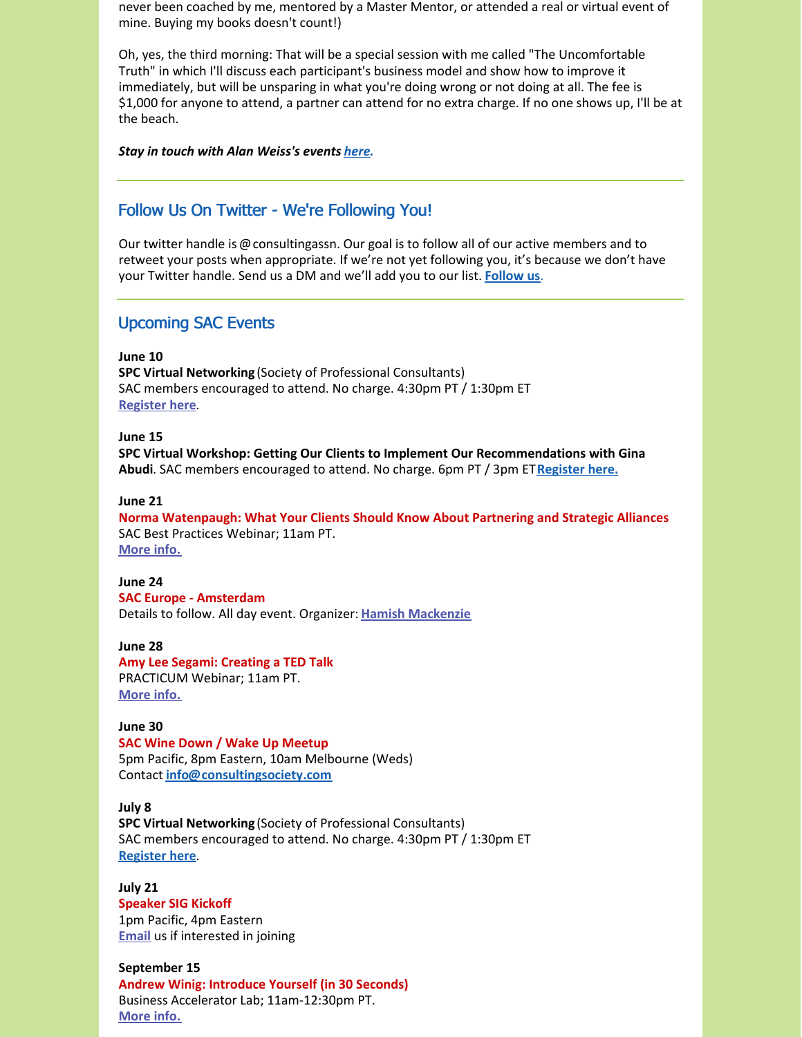never been coached by me, mentored by a Master Mentor, or attended a real or virtual event of mine. Buying my books doesn't count!)

Oh, yes, the third morning: That will be a special session with me called "The Uncomfortable Truth" in which I'll discuss each participant's business model and show how to improve it immediately, but will be unsparing in what you're doing wrong or not doing at all. The fee is $1,000 for anyone to attend, a partner can attend for no extra charge. If no one shows up, I'll be at the beach.

***Stay in touch with Alan Weiss's events [here](#).***

---

## Follow Us On Twitter - We're Following You!

Our twitter handle is @consultingassn. Our goal is to follow all of our active members and to retweet your posts when appropriate. If we're not yet following you, it's because we don't have your Twitter handle. Send us a DM and we'll add you to our list. **[Follow us](#)**.

---

## Upcoming SAC Events

**June 10**
**SPC Virtual Networking** (Society of Professional Consultants)
SAC members encouraged to attend. No charge. 4:30pm PT / 1:30pm ET
**[Register here](#)**.

**June 15**
**SPC Virtual Workshop: Getting Our Clients to Implement Our Recommendations with Gina Abudi**. SAC members encouraged to attend. No charge. 6pm PT / 3pm ET **[Register here.](#)**

**June 21**
**Norma Watenpaugh: What Your Clients Should Know About Partnering and Strategic Alliances**
SAC Best Practices Webinar; 11am PT.
**[More info.](#)**

**June 24**
**SAC Europe - Amsterdam**
Details to follow. All day event. Organizer: **[Hamish Mackenzie](#)**

**June 28**
**Amy Lee Segami: Creating a TED Talk**
PRACTICUM Webinar; 11am PT.
**[More info.](#)**

**June 30**
**SAC Wine Down / Wake Up Meetup**
5pm Pacific, 8pm Eastern, 10am Melbourne (Weds)
Contact **info@consultingsociety.com**

**July 8**
**SPC Virtual Networking** (Society of Professional Consultants)
SAC members encouraged to attend. No charge. 4:30pm PT / 1:30pm ET
**[Register here](#)**.

**July 21**
**Speaker SIG Kickoff**
1pm Pacific, 4pm Eastern
**[Email](#)** us if interested in joining

**September 15**
**Andrew Winig: Introduce Yourself (in 30 Seconds)**
Business Accelerator Lab; 11am-12:30pm PT.
**[More info.](#)**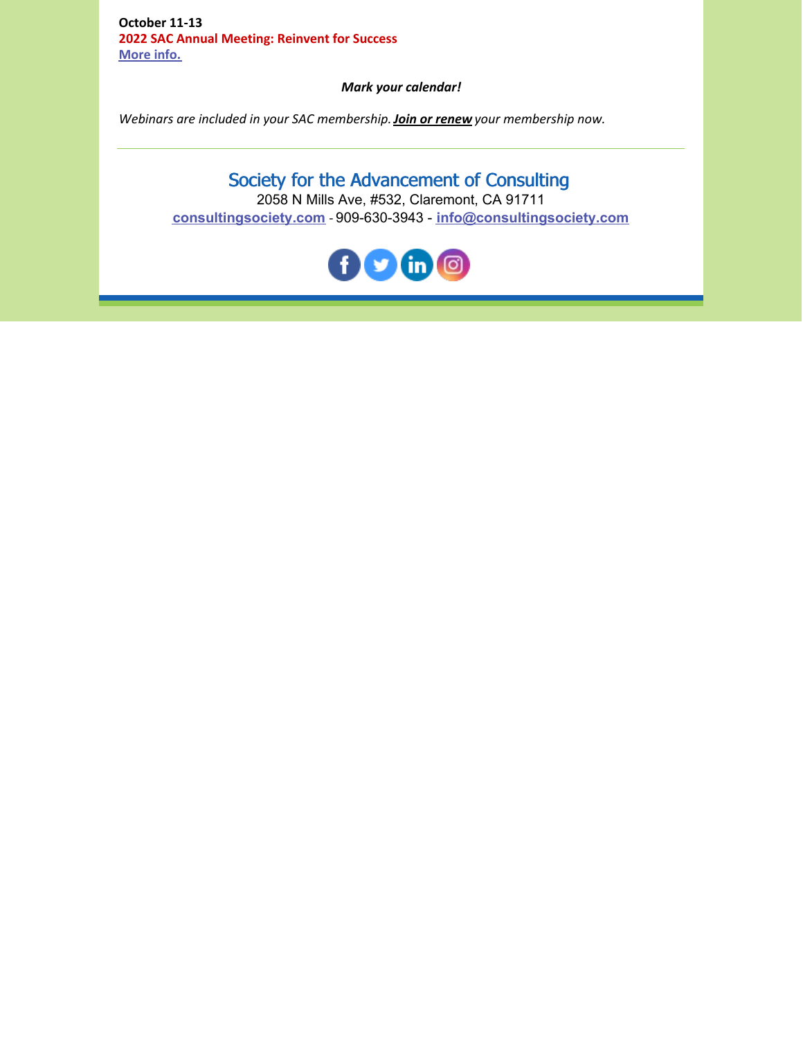**October 11-13**
**2022 SAC Annual Meeting: Reinvent for Success**
**More info.**

***Mark your calendar!***

*Webinars are included in your SAC membership.* ***Join or renew*** *your membership now.*

---

Society for the Advancement of Consulting
2058 N Mills Ave, #532, Claremont, CA 91711
**consultingsociety.com** - 909-630-3943 - **info@consultingsociety.com**